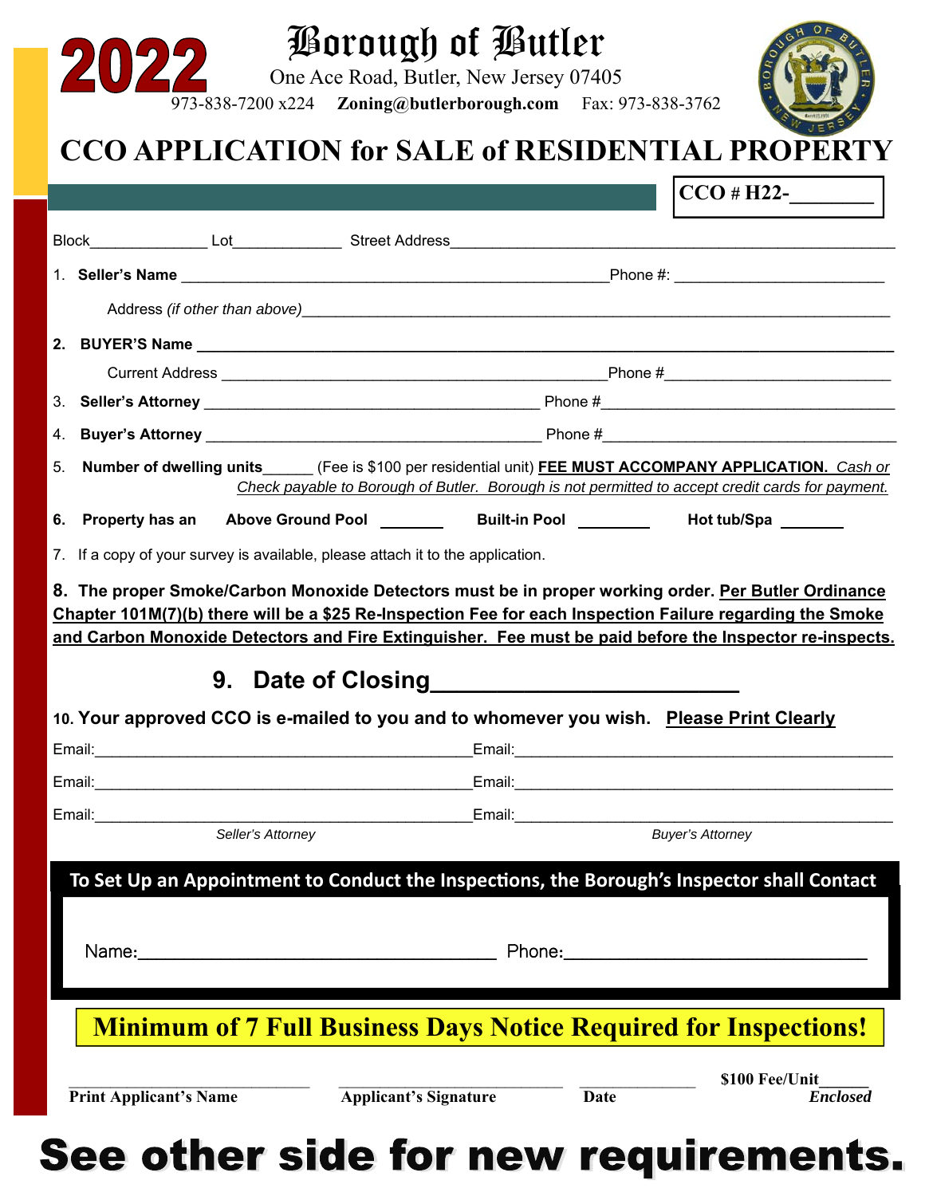**2022**

# Borough of Butler

One Ace Road, Butler, New Jersey 07405

973-838-7200 x224 **Zoning@butlerborough.com** Fax: 973-838-3762

## CCO APPLICATION for SALE of RESIDENTIAL PROPERTY

**CCO # H22-________**

Block_____________ Lot____________ Street Address_______________________________________________

1. **Seller's Name** ______________________________________________Phone #: _______________________

   Address *(if other than above)*_______________________________________________________________

2. **BUYER'S Name** _______________________________________________________________________

   Current Address ___________________________________________Phone #_________________________

3. **Seller's Attorney** _____________________________________ Phone #_________________________________

4. **Buyer's Attorney** _____________________________________ Phone #_________________________________

5. **Number of dwelling units**______ (Fee is $100 per residential unit) **FEE MUST ACCOMPANY APPLICATION.** *Cash or Check payable to Borough of Butler. Borough is not permitted to accept credit cards for payment.*

6. **Property has an** **Above Ground Pool** _______ **Built-in Pool** ________ **Hot tub/Spa** _______

7. If a copy of your survey is available, please attach it to the application.

8. **The proper Smoke/Carbon Monoxide Detectors must be in proper working order. Per Butler Ordinance Chapter 101M(7)(b) there will be a $25 Re-Inspection Fee for each Inspection Failure regarding the Smoke and Carbon Monoxide Detectors and Fire Extinguisher. Fee must be paid before the Inspector re-inspects.**

9. **Date of Closing______________________**

10. **Your approved CCO is e-mailed to you and to whomever you wish.** **Please Print Clearly**

Email:________________________________________ Email:________________________________________

Email:________________________________________ Email:________________________________________

Email:________________________________________ Email:________________________________________

*Seller's Attorney* *Buyer's Attorney*

**To Set Up an Appointment to Conduct the Inspections, the Borough's Inspector shall Contact**

Name:_________________________________ Phone:_____________________________

**Minimum of 7 Full Business Days Notice Required for Inspections!**

_________________________ _________________________ ______________ **$100 Fee/Unit______**

**Print Applicant's Name** **Applicant's Signature** **Date** ***Enclosed***

# See other side for new requirements.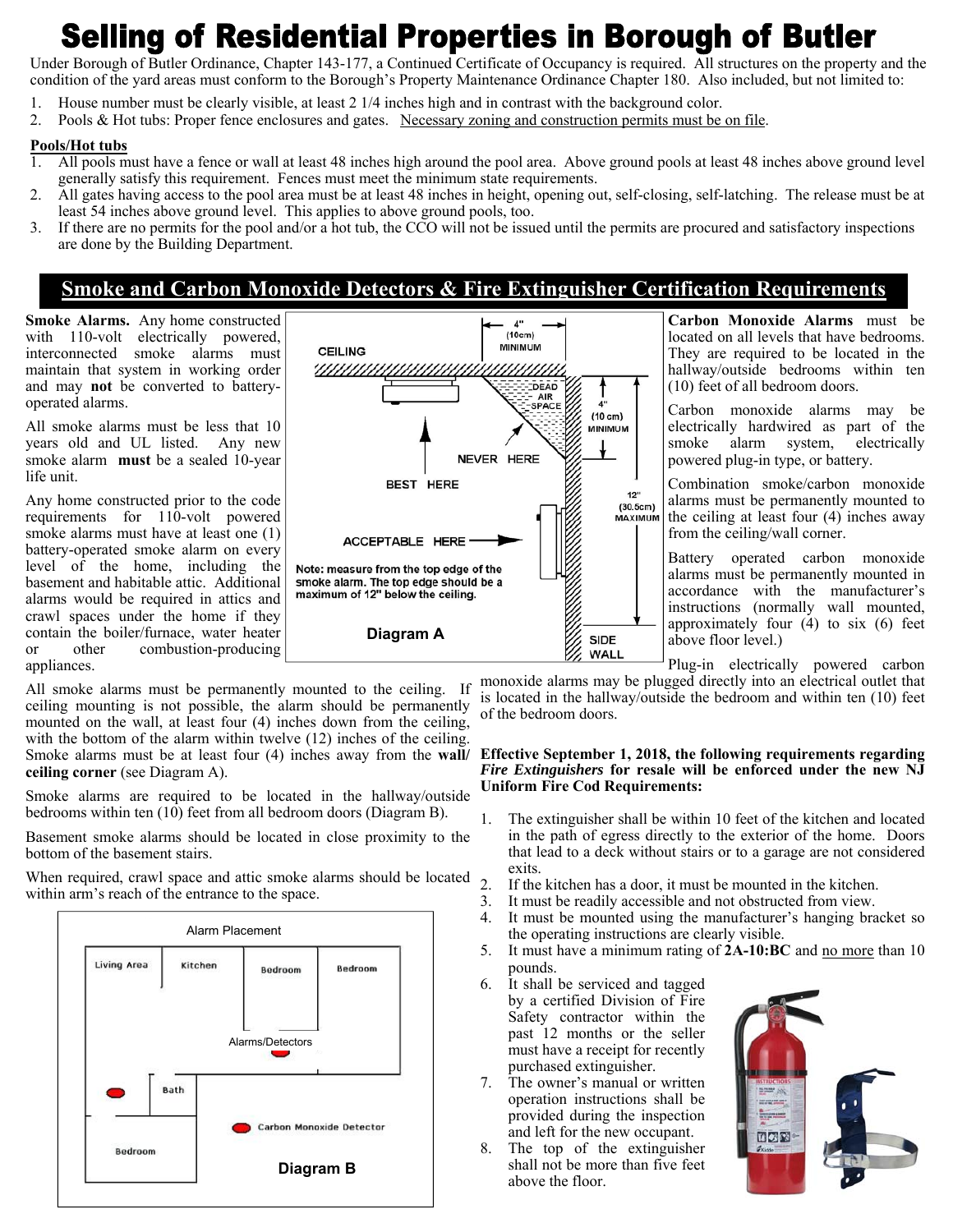# Selling of Residential Properties in Borough of Butler

Under Borough of Butler Ordinance, Chapter 143-177, a Continued Certificate of Occupancy is required. All structures on the property and the condition of the yard areas must conform to the Borough's Property Maintenance Ordinance Chapter 180. Also included, but not limited to:

1. House number must be clearly visible, at least 2 1/4 inches high and in contrast with the background color.
2. Pools & Hot tubs: Proper fence enclosures and gates. Necessary zoning and construction permits must be on file.

**Pools/Hot tubs**

1. All pools must have a fence or wall at least 48 inches high around the pool area. Above ground pools at least 48 inches above ground level generally satisfy this requirement. Fences must meet the minimum state requirements.
2. All gates having access to the pool area must be at least 48 inches in height, opening out, self-closing, self-latching. The release must be at least 54 inches above ground level. This applies to above ground pools, too.
3. If there are no permits for the pool and/or a hot tub, the CCO will not be issued until the permits are procured and satisfactory inspections are done by the Building Department.

## Smoke and Carbon Monoxide Detectors & Fire Extinguisher Certification Requirements

**Smoke Alarms.** Any home constructed with 110-volt electrically powered, interconnected smoke alarms must maintain that system in working order and may **not** be converted to battery-operated alarms.

All smoke alarms must be less that 10 years old and UL listed. Any new smoke alarm **must** be a sealed 10-year life unit.

Any home constructed prior to the code requirements for 110-volt powered smoke alarms must have at least one (1) battery-operated smoke alarm on every level of the home, including the basement and habitable attic. Additional alarms would be required in attics and crawl spaces under the home if they contain the boiler/furnace, water heater or other combustion-producing appliances.

CEILING
4" (10cm) MINIMUM
DEAD AIR SPACE
4" (10 cm) MINIMUM
NEVER HERE
BEST HERE
12" (30.5cm) MAXIMUM
ACCEPTABLE HERE
Note: measure from the top edge of the smoke alarm. The top edge should be a maximum of 12" below the ceiling.
SIDE WALL

Diagram A

All smoke alarms must be permanently mounted to the ceiling. If ceiling mounting is not possible, the alarm should be permanently mounted on the wall, at least four (4) inches down from the ceiling, with the bottom of the alarm within twelve (12) inches of the ceiling. Smoke alarms must be at least four (4) inches away from the **wall/ceiling corner** (see Diagram A).

Smoke alarms are required to be located in the hallway/outside bedrooms within ten (10) feet from all bedroom doors (Diagram B).

Basement smoke alarms should be located in close proximity to the bottom of the basement stairs.

When required, crawl space and attic smoke alarms should be located within arm's reach of the entrance to the space.

Alarm Placement
Living Area
Kitchen
Bedroom
Bedroom
Alarms/Detectors
Bath
Carbon Monoxide Detector
Bedroom

Diagram B

**Carbon Monoxide Alarms** must be located on all levels that have bedrooms. They are required to be located in the hallway/outside bedrooms within ten (10) feet of all bedroom doors.

Carbon monoxide alarms may be electrically hardwired as part of the smoke alarm system, electrically powered plug-in type, or battery.

Combination smoke/carbon monoxide alarms must be permanently mounted to the ceiling at least four (4) inches away from the ceiling/wall corner.

Battery operated carbon monoxide alarms must be permanently mounted in accordance with the manufacturer's instructions (normally wall mounted, approximately four (4) to six (6) feet above floor level.)

Plug-in electrically powered carbon monoxide alarms may be plugged directly into an electrical outlet that is located in the hallway/outside the bedroom and within ten (10) feet of the bedroom doors.

**Effective September 1, 2018, the following requirements regarding *Fire Extinguishers* for resale will be enforced under the new NJ Uniform Fire Cod Requirements:**

1. The extinguisher shall be within 10 feet of the kitchen and located in the path of egress directly to the exterior of the home. Doors that lead to a deck without stairs or to a garage are not considered exits.
2. If the kitchen has a door, it must be mounted in the kitchen.
3. It must be readily accessible and not obstructed from view.
4. It must be mounted using the manufacturer's hanging bracket so the operating instructions are clearly visible.
5. It must have a minimum rating of **2A-10:BC** and no more than 10 pounds.
6. It shall be serviced and tagged by a certified Division of Fire Safety contractor within the past 12 months or the seller must have a receipt for recently purchased extinguisher.
7. The owner's manual or written operation instructions shall be provided during the inspection and left for the new occupant.
8. The top of the extinguisher shall not be more than five feet above the floor.